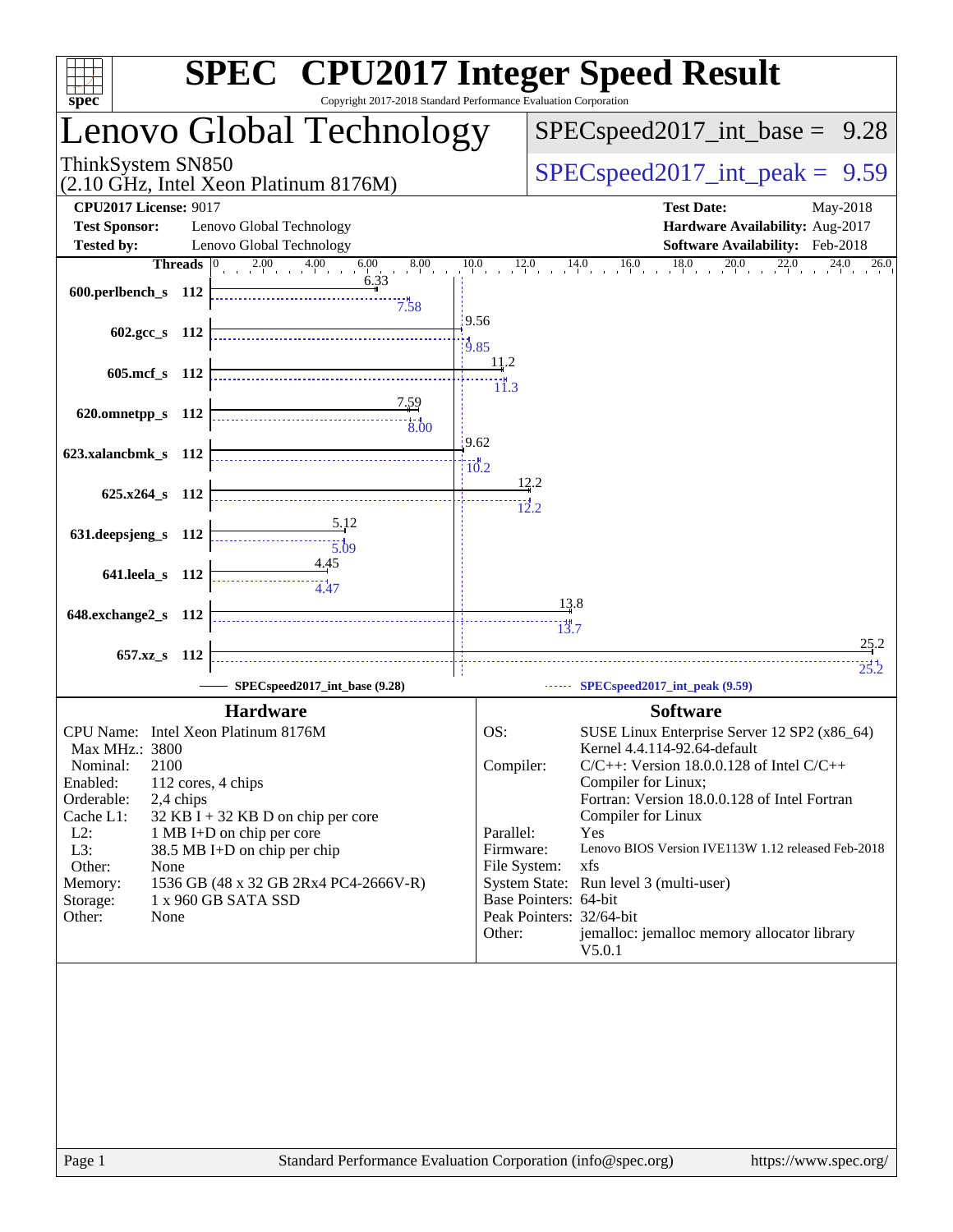# SPEC CPU2017 Integer Speed Result

Copyright 2017-2018 Standard Performance Evaluation Corporation

## Lenovo Global Technology

ThinkSystem SN850
(2.10 GHz, Intel Xeon Platinum 8176M)

SPECspeed2017_int_base = 9.28

SPECspeed2017_int_peak = 9.59

**CPU2017 License:** 9017
**Test Sponsor:** Lenovo Global Technology
**Tested by:** Lenovo Global Technology

**Test Date:** May-2018
**Hardware Availability:** Aug-2017
**Software Availability:** Feb-2018

| Benchmark | Threads | Base | Peak |
|---|---|---|---|
| 600.perlbench_s | 112 | 6.33 | 7.58 |
| 602.gcc_s | 112 | 9.56 | 9.85 |
| 605.mcf_s | 112 | 11.2 | 11.3 |
| 620.omnetpp_s | 112 | 7.59 | 8.00 |
| 623.xalancbmk_s | 112 | 9.62 | 10.2 |
| 625.x264_s | 112 | 12.2 | 12.2 |
| 631.deepsjeng_s | 112 | 5.12 | 5.09 |
| 641.leela_s | 112 | 4.45 | 4.47 |
| 648.exchange2_s | 112 | 13.8 | 13.7 |
| 657.xz_s | 112 | 25.2 | 25.2 |

SPECspeed2017_int_base (9.28) — SPECspeed2017_int_peak (9.59)

### Hardware

| | |
|---|---|
| CPU Name: | Intel Xeon Platinum 8176M |
| Max MHz.: | 3800 |
| Nominal: | 2100 |
| Enabled: | 112 cores, 4 chips |
| Orderable: | 2,4 chips |
| Cache L1: | 32 KB I + 32 KB D on chip per core |
| L2: | 1 MB I+D on chip per core |
| L3: | 38.5 MB I+D on chip per chip |
| Other: | None |
| Memory: | 1536 GB (48 x 32 GB 2Rx4 PC4-2666V-R) |
| Storage: | 1 x 960 GB SATA SSD |
| Other: | None |

### Software

| | |
|---|---|
| OS: | SUSE Linux Enterprise Server 12 SP2 (x86_64) Kernel 4.4.114-92.64-default |
| Compiler: | C/C++: Version 18.0.0.128 of Intel C/C++ Compiler for Linux; Fortran: Version 18.0.0.128 of Intel Fortran Compiler for Linux |
| Parallel: | Yes |
| Firmware: | Lenovo BIOS Version IVE113W 1.12 released Feb-2018 |
| File System: | xfs |
| System State: | Run level 3 (multi-user) |
| Base Pointers: | 64-bit |
| Peak Pointers: | 32/64-bit |
| Other: | jemalloc: jemalloc memory allocator library V5.0.1 |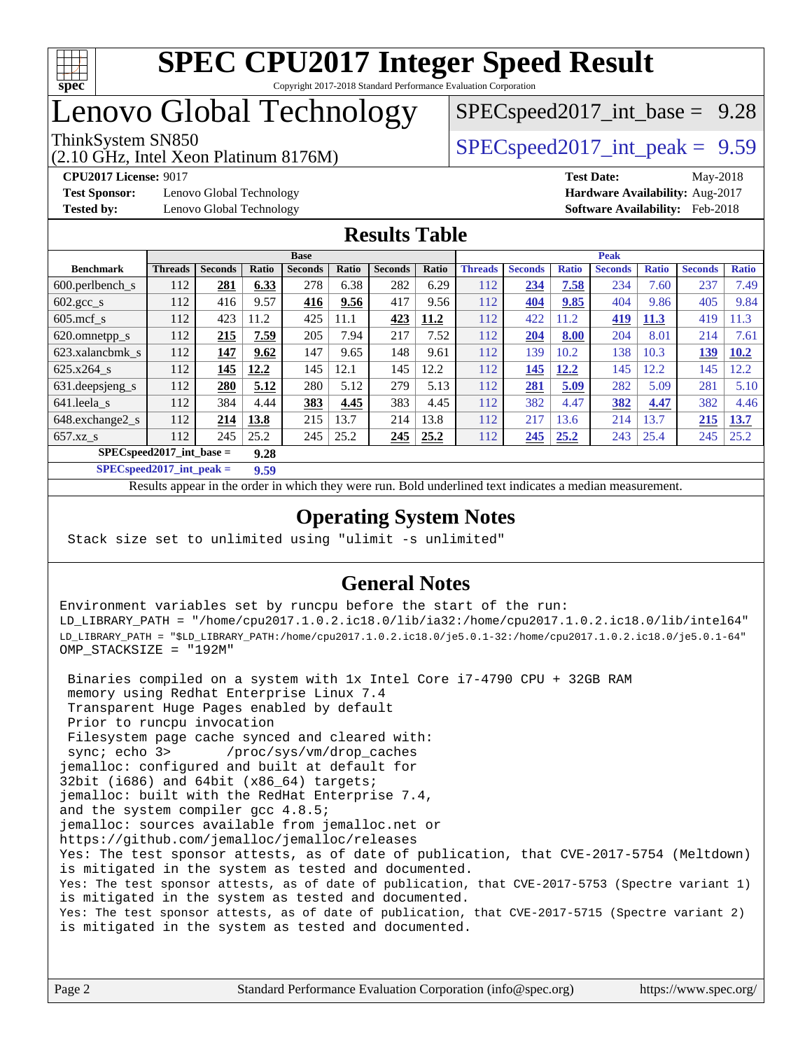# SPEC CPU2017 Integer Speed Result

Copyright 2017-2018 Standard Performance Evaluation Corporation

# Lenovo Global Technology

ThinkSystem SN850
(2.10 GHz, Intel Xeon Platinum 8176M)

SPECspeed2017_int_base = 9.28

SPECspeed2017_int_peak = 9.59

**CPU2017 License:** 9017
**Test Sponsor:** Lenovo Global Technology
**Tested by:** Lenovo Global Technology

**Test Date:** May-2018
**Hardware Availability:** Aug-2017
**Software Availability:** Feb-2018

## Results Table

| | Base | | | | | | | Peak | | | | | | |
|---|---|---|---|---|---|---|---|---|---|---|---|---|---|---|
| **Benchmark** | **Threads** | **Seconds** | **Ratio** | **Seconds** | **Ratio** | **Seconds** | **Ratio** | **Threads** | **Seconds** | **Ratio** | **Seconds** | **Ratio** | **Seconds** | **Ratio** |
| 600.perlbench_s | 112 | **281** | **6.33** | 278 | 6.38 | 282 | 6.29 | 112 | **234** | **7.58** | 234 | 7.60 | 237 | 7.49 |
| 602.gcc_s | 112 | 416 | 9.57 | **416** | **9.56** | 417 | 9.56 | 112 | **404** | **9.85** | 404 | 9.86 | 405 | 9.84 |
| 605.mcf_s | 112 | 423 | 11.2 | 425 | 11.1 | **423** | **11.2** | 112 | 422 | 11.2 | **419** | **11.3** | 419 | 11.3 |
| 620.omnetpp_s | 112 | **215** | **7.59** | 205 | 7.94 | 217 | 7.52 | 112 | **204** | **8.00** | 204 | 8.01 | 214 | 7.61 |
| 623.xalancbmk_s | 112 | **147** | **9.62** | 147 | 9.65 | 148 | 9.61 | 112 | 139 | 10.2 | 138 | 10.3 | **139** | **10.2** |
| 625.x264_s | 112 | **145** | **12.2** | 145 | 12.1 | 145 | 12.2 | 112 | **145** | **12.2** | 145 | 12.2 | 145 | 12.2 |
| 631.deepsjeng_s | 112 | **280** | **5.12** | 280 | 5.12 | 279 | 5.13 | 112 | **281** | **5.09** | 282 | 5.09 | 281 | 5.10 |
| 641.leela_s | 112 | 384 | 4.44 | **383** | **4.45** | 383 | 4.45 | 112 | 382 | 4.47 | **382** | **4.47** | 382 | 4.46 |
| 648.exchange2_s | 112 | **214** | **13.8** | 215 | 13.7 | 214 | 13.8 | 112 | 217 | 13.6 | 214 | 13.7 | **215** | **13.7** |
| 657.xz_s | 112 | 245 | 25.2 | 245 | 25.2 | **245** | **25.2** | 112 | **245** | **25.2** | 243 | 25.4 | 245 | 25.2 |
| **SPECspeed2017_int_base =** | | | **9.28** | | | | | | | | | | | |
| **SPECspeed2017_int_peak =** | | | **9.59** | | | | | | | | | | | |

Results appear in the order in which they were run. Bold underlined text indicates a median measurement.

## Operating System Notes

```
Stack size set to unlimited using "ulimit -s unlimited"
```

## General Notes

```
Environment variables set by runcpu before the start of the run:
LD_LIBRARY_PATH = "/home/cpu2017.1.0.2.ic18.0/lib/ia32:/home/cpu2017.1.0.2.ic18.0/lib/intel64"
LD_LIBRARY_PATH = "$LD_LIBRARY_PATH:/home/cpu2017.1.0.2.ic18.0/je5.0.1-32:/home/cpu2017.1.0.2.ic18.0/je5.0.1-64"
OMP_STACKSIZE = "192M"

 Binaries compiled on a system with 1x Intel Core i7-4790 CPU + 32GB RAM
 memory using Redhat Enterprise Linux 7.4
 Transparent Huge Pages enabled by default
 Prior to runcpu invocation
 Filesystem page cache synced and cleared with:
 sync; echo 3>       /proc/sys/vm/drop_caches
jemalloc: configured and built at default for
32bit (i686) and 64bit (x86_64) targets;
jemalloc: built with the RedHat Enterprise 7.4,
and the system compiler gcc 4.8.5;
jemalloc: sources available from jemalloc.net or
https://github.com/jemalloc/jemalloc/releases
Yes: The test sponsor attests, as of date of publication, that CVE-2017-5754 (Meltdown)
is mitigated in the system as tested and documented.
Yes: The test sponsor attests, as of date of publication, that CVE-2017-5753 (Spectre variant 1)
is mitigated in the system as tested and documented.
Yes: The test sponsor attests, as of date of publication, that CVE-2017-5715 (Spectre variant 2)
is mitigated in the system as tested and documented.
```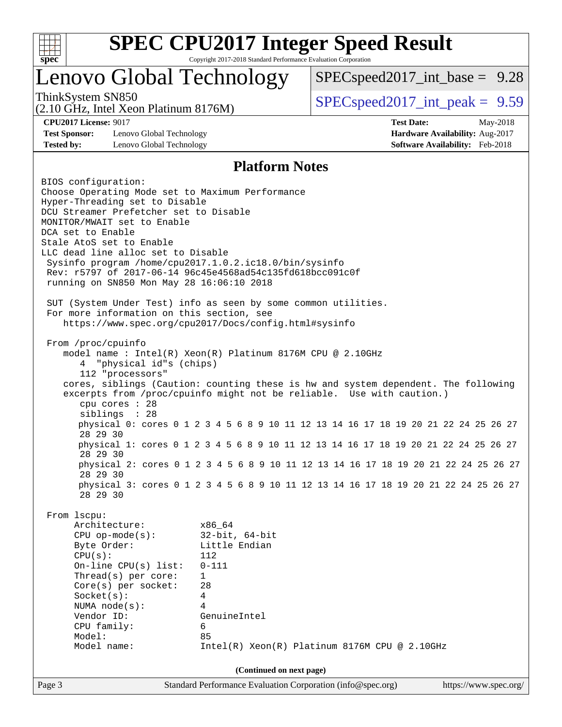# SPEC CPU2017 Integer Speed Result

Copyright 2017-2018 Standard Performance Evaluation Corporation

## Lenovo Global Technology

ThinkSystem SN850
(2.10 GHz, Intel Xeon Platinum 8176M)

SPECspeed2017_int_base = 9.28

SPECspeed2017_int_peak = 9.59

**CPU2017 License:** 9017
**Test Sponsor:** Lenovo Global Technology
**Tested by:** Lenovo Global Technology

**Test Date:** May-2018
**Hardware Availability:** Aug-2017
**Software Availability:** Feb-2018

### Platform Notes

```
BIOS configuration:
Choose Operating Mode set to Maximum Performance
Hyper-Threading set to Disable
DCU Streamer Prefetcher set to Disable
MONITOR/MWAIT set to Enable
DCA set to Enable
Stale AtoS set to Enable
LLC dead line alloc set to Disable
 Sysinfo program /home/cpu2017.1.0.2.ic18.0/bin/sysinfo
 Rev: r5797 of 2017-06-14 96c45e4568ad54c135fd618bcc091c0f
 running on SN850 Mon May 28 16:06:10 2018

 SUT (System Under Test) info as seen by some common utilities.
 For more information on this section, see
    https://www.spec.org/cpu2017/Docs/config.html#sysinfo

 From /proc/cpuinfo
    model name : Intel(R) Xeon(R) Platinum 8176M CPU @ 2.10GHz
       4  "physical id"s (chips)
       112 "processors"
    cores, siblings (Caution: counting these is hw and system dependent. The following
    excerpts from /proc/cpuinfo might not be reliable.  Use with caution.)
       cpu cores : 28
       siblings  : 28
       physical 0: cores 0 1 2 3 4 5 6 8 9 10 11 12 13 14 16 17 18 19 20 21 22 24 25 26 27
       28 29 30
       physical 1: cores 0 1 2 3 4 5 6 8 9 10 11 12 13 14 16 17 18 19 20 21 22 24 25 26 27
       28 29 30
       physical 2: cores 0 1 2 3 4 5 6 8 9 10 11 12 13 14 16 17 18 19 20 21 22 24 25 26 27
       28 29 30
       physical 3: cores 0 1 2 3 4 5 6 8 9 10 11 12 13 14 16 17 18 19 20 21 22 24 25 26 27
       28 29 30

 From lscpu:
      Architecture:          x86_64
      CPU op-mode(s):        32-bit, 64-bit
      Byte Order:            Little Endian
      CPU(s):                112
      On-line CPU(s) list:   0-111
      Thread(s) per core:    1
      Core(s) per socket:    28
      Socket(s):             4
      NUMA node(s):          4
      Vendor ID:             GenuineIntel
      CPU family:            6
      Model:                 85
      Model name:            Intel(R) Xeon(R) Platinum 8176M CPU @ 2.10GHz
```

(Continued on next page)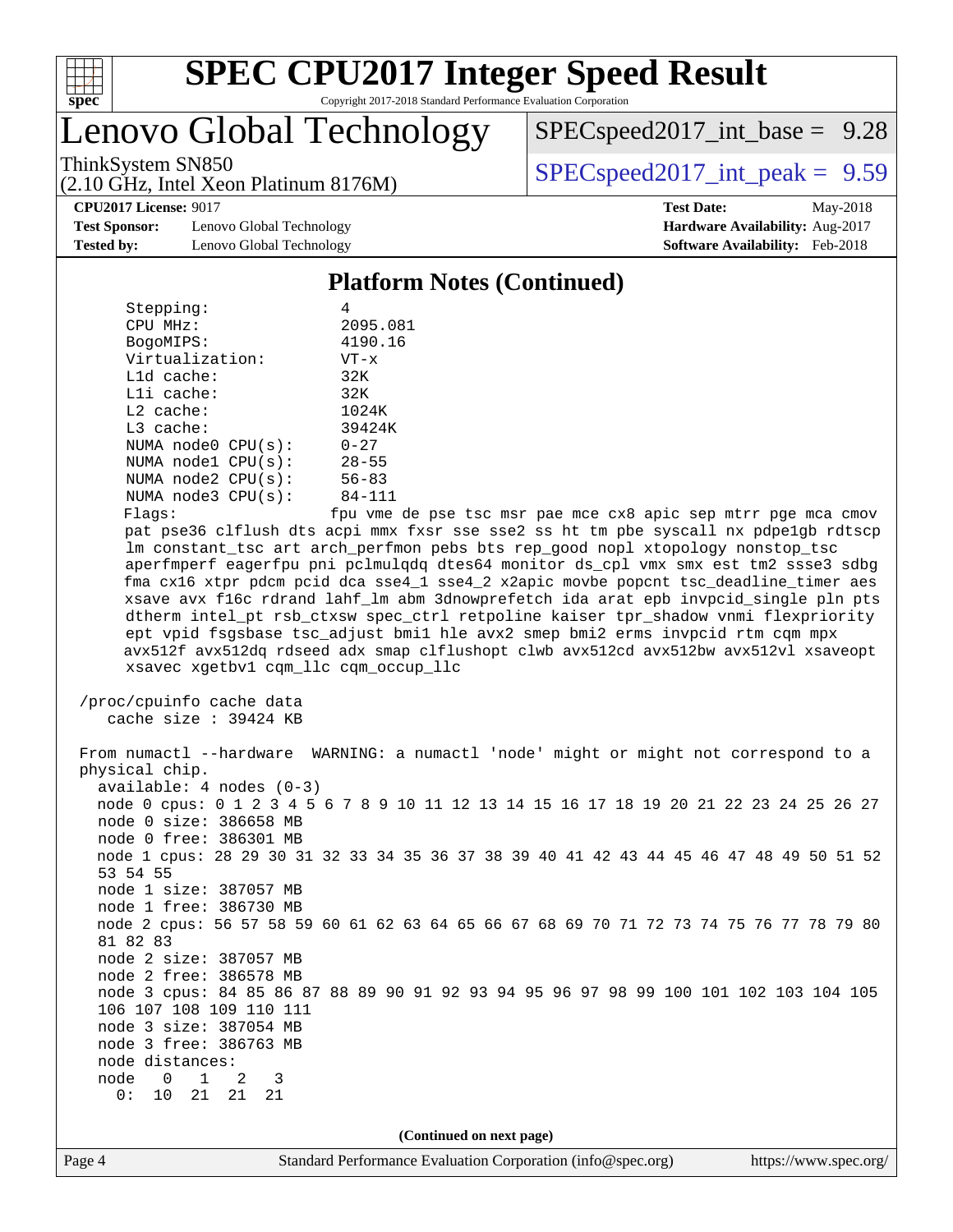## Platform Notes (Continued)

```
     Stepping:              4
     CPU MHz:               2095.081
     BogoMIPS:              4190.16
     Virtualization:        VT-x
     L1d cache:             32K
     L1i cache:             32K
     L2 cache:              1024K
     L3 cache:              39424K
     NUMA node0 CPU(s):     0-27
     NUMA node1 CPU(s):     28-55
     NUMA node2 CPU(s):     56-83
     NUMA node3 CPU(s):     84-111
     Flags:                 fpu vme de pse tsc msr pae mce cx8 apic sep mtrr pge mca cmov
     pat pse36 clflush dts acpi mmx fxsr sse sse2 ss ht tm pbe syscall nx pdpe1gb rdtscp
     lm constant_tsc art arch_perfmon pebs bts rep_good nopl xtopology nonstop_tsc
     aperfmperf eagerfpu pni pclmulqdq dtes64 monitor ds_cpl vmx smx est tm2 ssse3 sdbg
     fma cx16 xtpr pdcm pcid dca sse4_1 sse4_2 x2apic movbe popcnt tsc_deadline_timer aes
     xsave avx f16c rdrand lahf_lm abm 3dnowprefetch ida arat epb invpcid_single pln pts
     dtherm intel_pt rsb_ctxsw spec_ctrl retpoline kaiser tpr_shadow vnmi flexpriority
     ept vpid fsgsbase tsc_adjust bmi1 hle avx2 smep bmi2 erms invpcid rtm cqm mpx
     avx512f avx512dq rdseed adx smap clflushopt clwb avx512cd avx512bw avx512vl xsaveopt
     xsavec xgetbv1 cqm_llc cqm_occup_llc

 /proc/cpuinfo cache data
    cache size : 39424 KB

 From numactl --hardware  WARNING: a numactl 'node' might or might not correspond to a
 physical chip.
   available: 4 nodes (0-3)
   node 0 cpus: 0 1 2 3 4 5 6 7 8 9 10 11 12 13 14 15 16 17 18 19 20 21 22 23 24 25 26 27
   node 0 size: 386658 MB
   node 0 free: 386301 MB
   node 1 cpus: 28 29 30 31 32 33 34 35 36 37 38 39 40 41 42 43 44 45 46 47 48 49 50 51 52
   53 54 55
   node 1 size: 387057 MB
   node 1 free: 386730 MB
   node 2 cpus: 56 57 58 59 60 61 62 63 64 65 66 67 68 69 70 71 72 73 74 75 76 77 78 79 80
   81 82 83
   node 2 size: 387057 MB
   node 2 free: 386578 MB
   node 3 cpus: 84 85 86 87 88 89 90 91 92 93 94 95 96 97 98 99 100 101 102 103 104 105
   106 107 108 109 110 111
   node 3 size: 387054 MB
   node 3 free: 386763 MB
   node distances:
   node   0   1   2   3
     0:  10  21  21  21
```

(Continued on next page)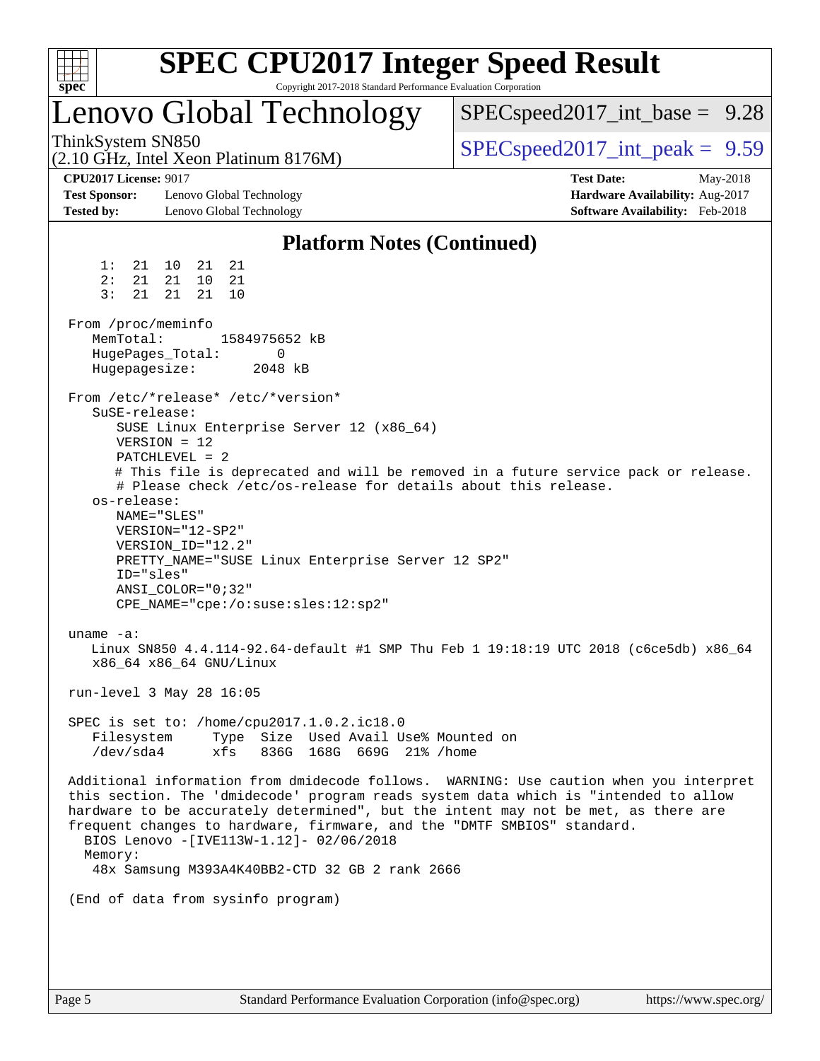# SPEC CPU2017 Integer Speed Result

Copyright 2017-2018 Standard Performance Evaluation Corporation

## Lenovo Global Technology

ThinkSystem SN850
(2.10 GHz, Intel Xeon Platinum 8176M)

SPECspeed2017_int_base = 9.28

SPECspeed2017_int_peak = 9.59

**CPU2017 License:** 9017
**Test Sponsor:** Lenovo Global Technology
**Tested by:** Lenovo Global Technology

**Test Date:** May-2018
**Hardware Availability:** Aug-2017
**Software Availability:** Feb-2018

### Platform Notes (Continued)

```
     1:  21  10  21  21
     2:  21  21  10  21
     3:  21  21  21  10

 From /proc/meminfo
    MemTotal:       1584975652 kB
    HugePages_Total:       0
    Hugepagesize:       2048 kB

 From /etc/*release* /etc/*version*
    SuSE-release:
       SUSE Linux Enterprise Server 12 (x86_64)
       VERSION = 12
       PATCHLEVEL = 2
       # This file is deprecated and will be removed in a future service pack or release.
       # Please check /etc/os-release for details about this release.
    os-release:
       NAME="SLES"
       VERSION="12-SP2"
       VERSION_ID="12.2"
       PRETTY_NAME="SUSE Linux Enterprise Server 12 SP2"
       ID="sles"
       ANSI_COLOR="0;32"
       CPE_NAME="cpe:/o:suse:sles:12:sp2"

 uname -a:
    Linux SN850 4.4.114-92.64-default #1 SMP Thu Feb 1 19:18:19 UTC 2018 (c6ce5db) x86_64
    x86_64 x86_64 GNU/Linux

 run-level 3 May 28 16:05

 SPEC is set to: /home/cpu2017.1.0.2.ic18.0
    Filesystem     Type  Size  Used Avail Use% Mounted on
    /dev/sda4      xfs   836G  168G  669G  21% /home

 Additional information from dmidecode follows.  WARNING: Use caution when you interpret
 this section. The 'dmidecode' program reads system data which is "intended to allow
 hardware to be accurately determined", but the intent may not be met, as there are
 frequent changes to hardware, firmware, and the "DMTF SMBIOS" standard.
   BIOS Lenovo -[IVE113W-1.12]- 02/06/2018
   Memory:
    48x Samsung M393A4K40BB2-CTD 32 GB 2 rank 2666

 (End of data from sysinfo program)
```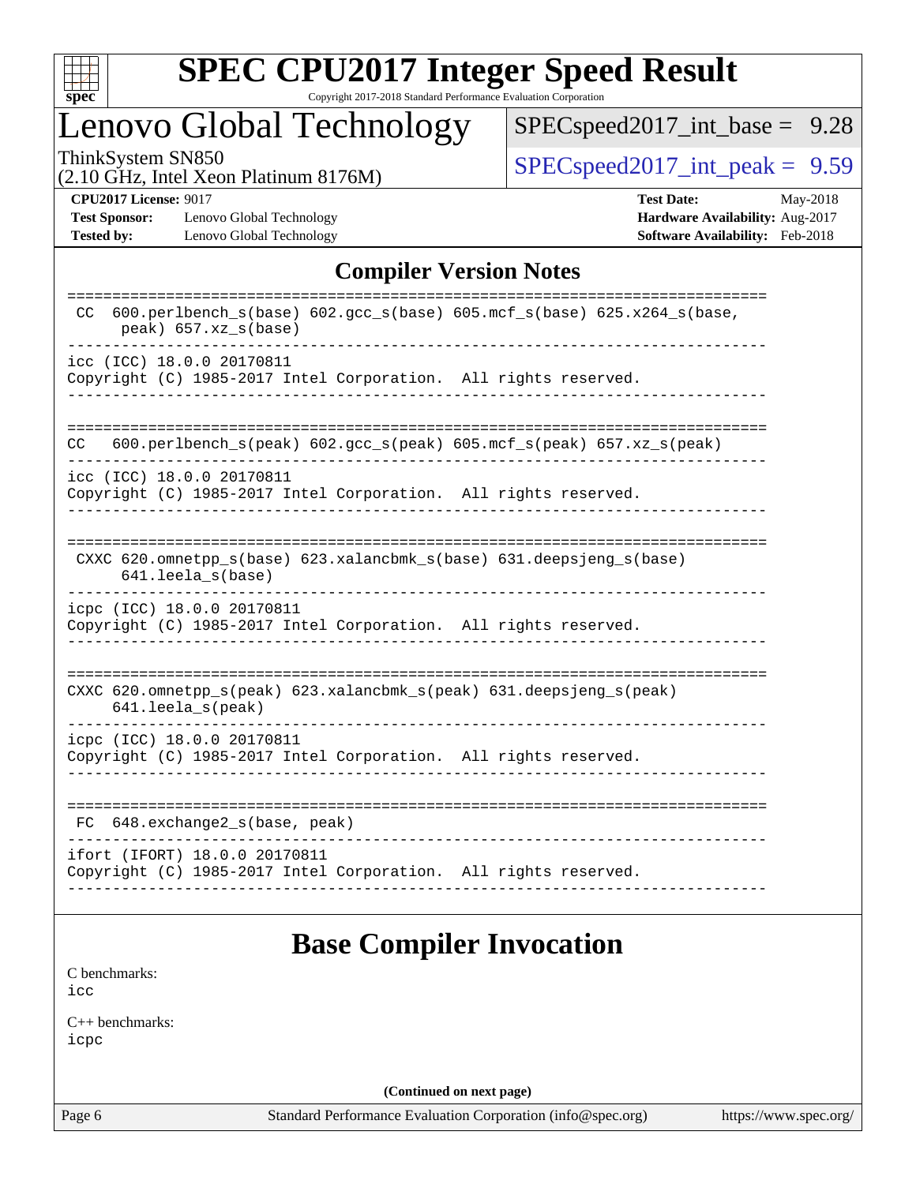# SPEC CPU2017 Integer Speed Result

Copyright 2017-2018 Standard Performance Evaluation Corporation

## Lenovo Global Technology

ThinkSystem SN850
(2.10 GHz, Intel Xeon Platinum 8176M)

SPECspeed2017_int_base = 9.28

SPECspeed2017_int_peak = 9.59

**CPU2017 License:** 9017
**Test Sponsor:** Lenovo Global Technology
**Tested by:** Lenovo Global Technology

**Test Date:** May-2018
**Hardware Availability:** Aug-2017
**Software Availability:** Feb-2018

## Compiler Version Notes

```
==============================================================================
 CC  600.perlbench_s(base) 602.gcc_s(base) 605.mcf_s(base) 625.x264_s(base,
      peak) 657.xz_s(base)
------------------------------------------------------------------------------
icc (ICC) 18.0.0 20170811
Copyright (C) 1985-2017 Intel Corporation.  All rights reserved.
------------------------------------------------------------------------------

==============================================================================
CC   600.perlbench_s(peak) 602.gcc_s(peak) 605.mcf_s(peak) 657.xz_s(peak)
------------------------------------------------------------------------------
icc (ICC) 18.0.0 20170811
Copyright (C) 1985-2017 Intel Corporation.  All rights reserved.
------------------------------------------------------------------------------

==============================================================================
 CXXC 620.omnetpp_s(base) 623.xalancbmk_s(base) 631.deepsjeng_s(base)
      641.leela_s(base)
------------------------------------------------------------------------------
icpc (ICC) 18.0.0 20170811
Copyright (C) 1985-2017 Intel Corporation.  All rights reserved.
------------------------------------------------------------------------------

==============================================================================
CXXC 620.omnetpp_s(peak) 623.xalancbmk_s(peak) 631.deepsjeng_s(peak)
     641.leela_s(peak)
------------------------------------------------------------------------------
icpc (ICC) 18.0.0 20170811
Copyright (C) 1985-2017 Intel Corporation.  All rights reserved.
------------------------------------------------------------------------------

==============================================================================
 FC  648.exchange2_s(base, peak)
------------------------------------------------------------------------------
ifort (IFORT) 18.0.0 20170811
Copyright (C) 1985-2017 Intel Corporation.  All rights reserved.
------------------------------------------------------------------------------
```

## Base Compiler Invocation

C benchmarks:
icc

C++ benchmarks:
icpc

**(Continued on next page)**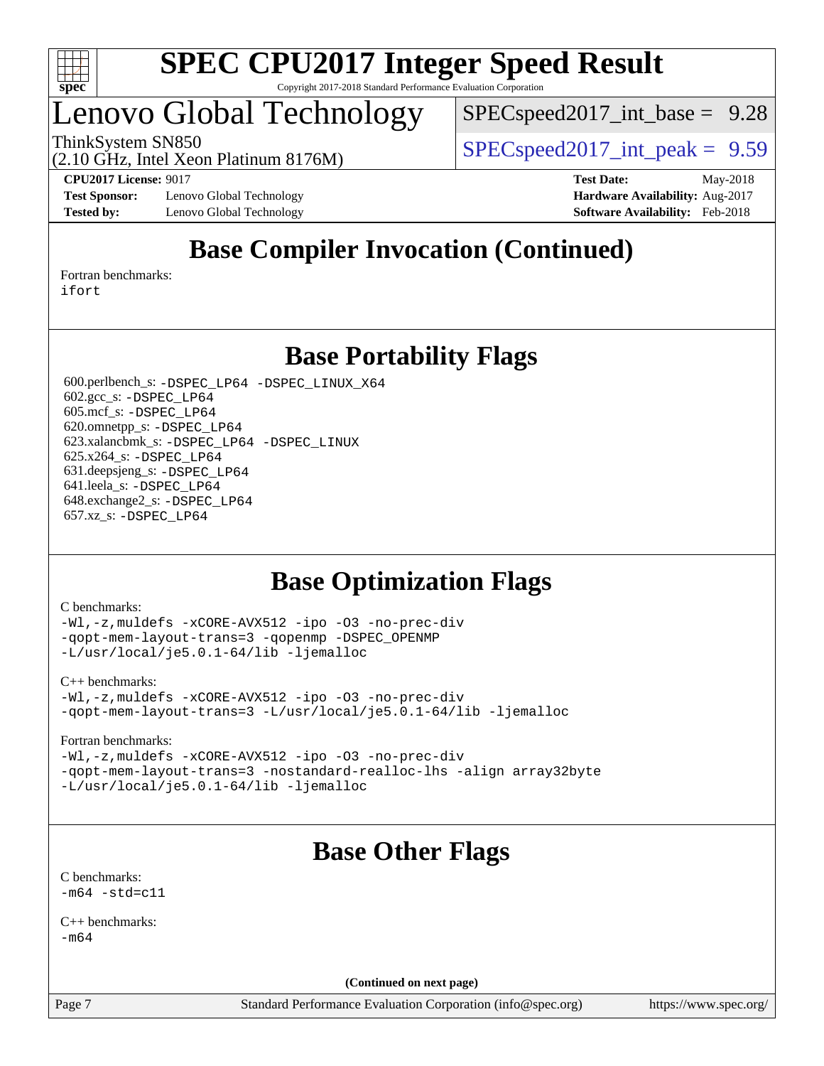## Base Compiler Invocation (Continued)

Fortran benchmarks:
ifort

## Base Portability Flags

600.perlbench_s: -DSPEC_LP64 -DSPEC_LINUX_X64
602.gcc_s: -DSPEC_LP64
605.mcf_s: -DSPEC_LP64
620.omnetpp_s: -DSPEC_LP64
623.xalancbmk_s: -DSPEC_LP64 -DSPEC_LINUX
625.x264_s: -DSPEC_LP64
631.deepsjeng_s: -DSPEC_LP64
641.leela_s: -DSPEC_LP64
648.exchange2_s: -DSPEC_LP64
657.xz_s: -DSPEC_LP64

## Base Optimization Flags

C benchmarks:
-Wl,-z,muldefs -xCORE-AVX512 -ipo -O3 -no-prec-div
-qopt-mem-layout-trans=3 -qopenmp -DSPEC_OPENMP
-L/usr/local/je5.0.1-64/lib -ljemalloc

C++ benchmarks:
-Wl,-z,muldefs -xCORE-AVX512 -ipo -O3 -no-prec-div
-qopt-mem-layout-trans=3 -L/usr/local/je5.0.1-64/lib -ljemalloc

Fortran benchmarks:
-Wl,-z,muldefs -xCORE-AVX512 -ipo -O3 -no-prec-div
-qopt-mem-layout-trans=3 -nostandard-realloc-lhs -align array32byte
-L/usr/local/je5.0.1-64/lib -ljemalloc

## Base Other Flags

C benchmarks:
-m64 -std=c11

C++ benchmarks:
-m64

(Continued on next page)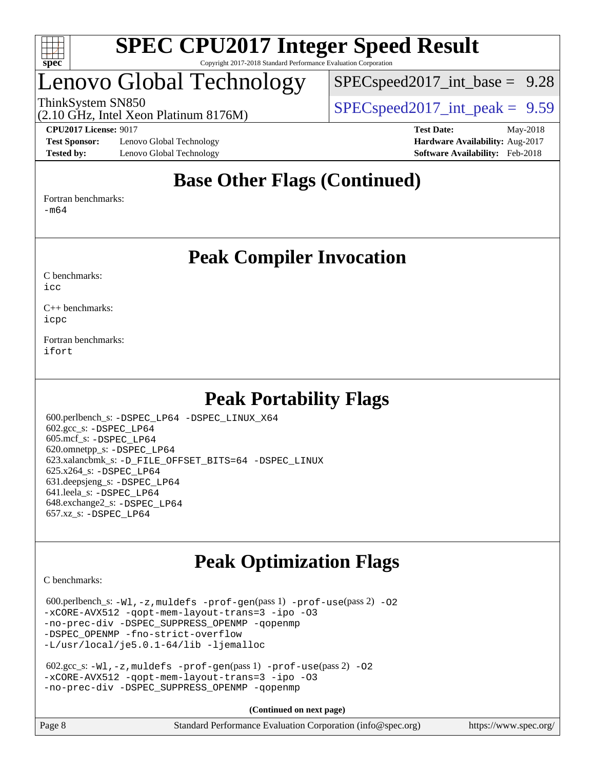# SPEC CPU2017 Integer Speed Result

Copyright 2017-2018 Standard Performance Evaluation Corporation

## Lenovo Global Technology

ThinkSystem SN850
(2.10 GHz, Intel Xeon Platinum 8176M)

SPECspeed2017_int_base = 9.28

SPECspeed2017_int_peak = 9.59

**CPU2017 License:** 9017
**Test Sponsor:** Lenovo Global Technology
**Tested by:** Lenovo Global Technology

**Test Date:** May-2018
**Hardware Availability:** Aug-2017
**Software Availability:** Feb-2018

## Base Other Flags (Continued)

Fortran benchmarks:
-m64

## Peak Compiler Invocation

C benchmarks:
icc

C++ benchmarks:
icpc

Fortran benchmarks:
ifort

## Peak Portability Flags

600.perlbench_s: -DSPEC_LP64 -DSPEC_LINUX_X64
602.gcc_s: -DSPEC_LP64
605.mcf_s: -DSPEC_LP64
620.omnetpp_s: -DSPEC_LP64
623.xalancbmk_s: -D_FILE_OFFSET_BITS=64 -DSPEC_LINUX
625.x264_s: -DSPEC_LP64
631.deepsjeng_s: -DSPEC_LP64
641.leela_s: -DSPEC_LP64
648.exchange2_s: -DSPEC_LP64
657.xz_s: -DSPEC_LP64

## Peak Optimization Flags

C benchmarks:

600.perlbench_s: -Wl,-z,muldefs -prof-gen(pass 1) -prof-use(pass 2) -O2
-xCORE-AVX512 -qopt-mem-layout-trans=3 -ipo -O3
-no-prec-div -DSPEC_SUPPRESS_OPENMP -qopenmp
-DSPEC_OPENMP -fno-strict-overflow
-L/usr/local/je5.0.1-64/lib -ljemalloc

602.gcc_s: -Wl,-z,muldefs -prof-gen(pass 1) -prof-use(pass 2) -O2
-xCORE-AVX512 -qopt-mem-layout-trans=3 -ipo -O3
-no-prec-div -DSPEC_SUPPRESS_OPENMP -qopenmp

**(Continued on next page)**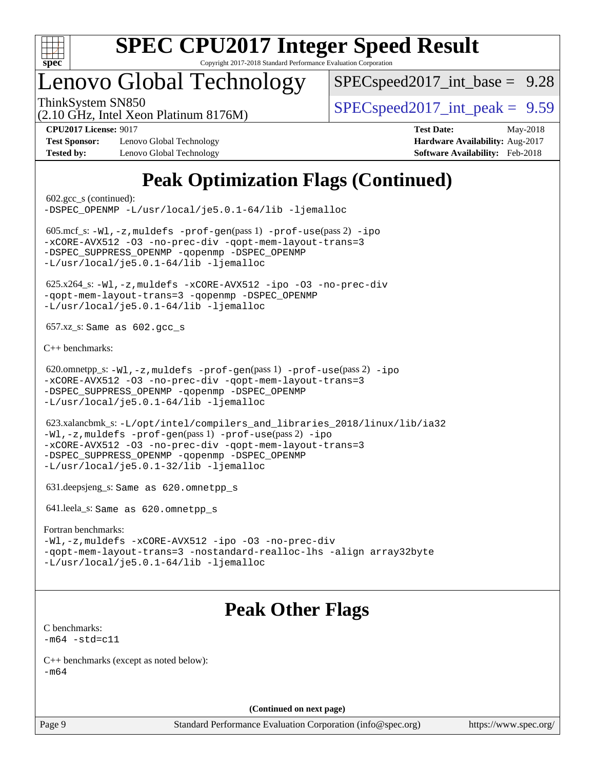# SPEC CPU2017 Integer Speed Result

Copyright 2017-2018 Standard Performance Evaluation Corporation

## Lenovo Global Technology

ThinkSystem SN850
(2.10 GHz, Intel Xeon Platinum 8176M)

SPECspeed2017_int_base = 9.28

SPECspeed2017_int_peak = 9.59

**CPU2017 License:** 9017
**Test Sponsor:** Lenovo Global Technology
**Tested by:** Lenovo Global Technology

**Test Date:** May-2018
**Hardware Availability:** Aug-2017
**Software Availability:** Feb-2018

## Peak Optimization Flags (Continued)

602.gcc_s (continued):
-DSPEC_OPENMP -L/usr/local/je5.0.1-64/lib -ljemalloc

605.mcf_s: -Wl,-z,muldefs -prof-gen(pass 1) -prof-use(pass 2) -ipo
-xCORE-AVX512 -O3 -no-prec-div -qopt-mem-layout-trans=3
-DSPEC_SUPPRESS_OPENMP -qopenmp -DSPEC_OPENMP
-L/usr/local/je5.0.1-64/lib -ljemalloc

625.x264_s: -Wl,-z,muldefs -xCORE-AVX512 -ipo -O3 -no-prec-div
-qopt-mem-layout-trans=3 -qopenmp -DSPEC_OPENMP
-L/usr/local/je5.0.1-64/lib -ljemalloc

657.xz_s: Same as 602.gcc_s

C++ benchmarks:

620.omnetpp_s: -Wl,-z,muldefs -prof-gen(pass 1) -prof-use(pass 2) -ipo
-xCORE-AVX512 -O3 -no-prec-div -qopt-mem-layout-trans=3
-DSPEC_SUPPRESS_OPENMP -qopenmp -DSPEC_OPENMP
-L/usr/local/je5.0.1-64/lib -ljemalloc

623.xalancbmk_s: -L/opt/intel/compilers_and_libraries_2018/linux/lib/ia32
-Wl,-z,muldefs -prof-gen(pass 1) -prof-use(pass 2) -ipo
-xCORE-AVX512 -O3 -no-prec-div -qopt-mem-layout-trans=3
-DSPEC_SUPPRESS_OPENMP -qopenmp -DSPEC_OPENMP
-L/usr/local/je5.0.1-32/lib -ljemalloc

631.deepsjeng_s: Same as 620.omnetpp_s

641.leela_s: Same as 620.omnetpp_s

Fortran benchmarks:
-Wl,-z,muldefs -xCORE-AVX512 -ipo -O3 -no-prec-div
-qopt-mem-layout-trans=3 -nostandard-realloc-lhs -align array32byte
-L/usr/local/je5.0.1-64/lib -ljemalloc

## Peak Other Flags

C benchmarks:
-m64 -std=c11

C++ benchmarks (except as noted below):
-m64

**(Continued on next page)**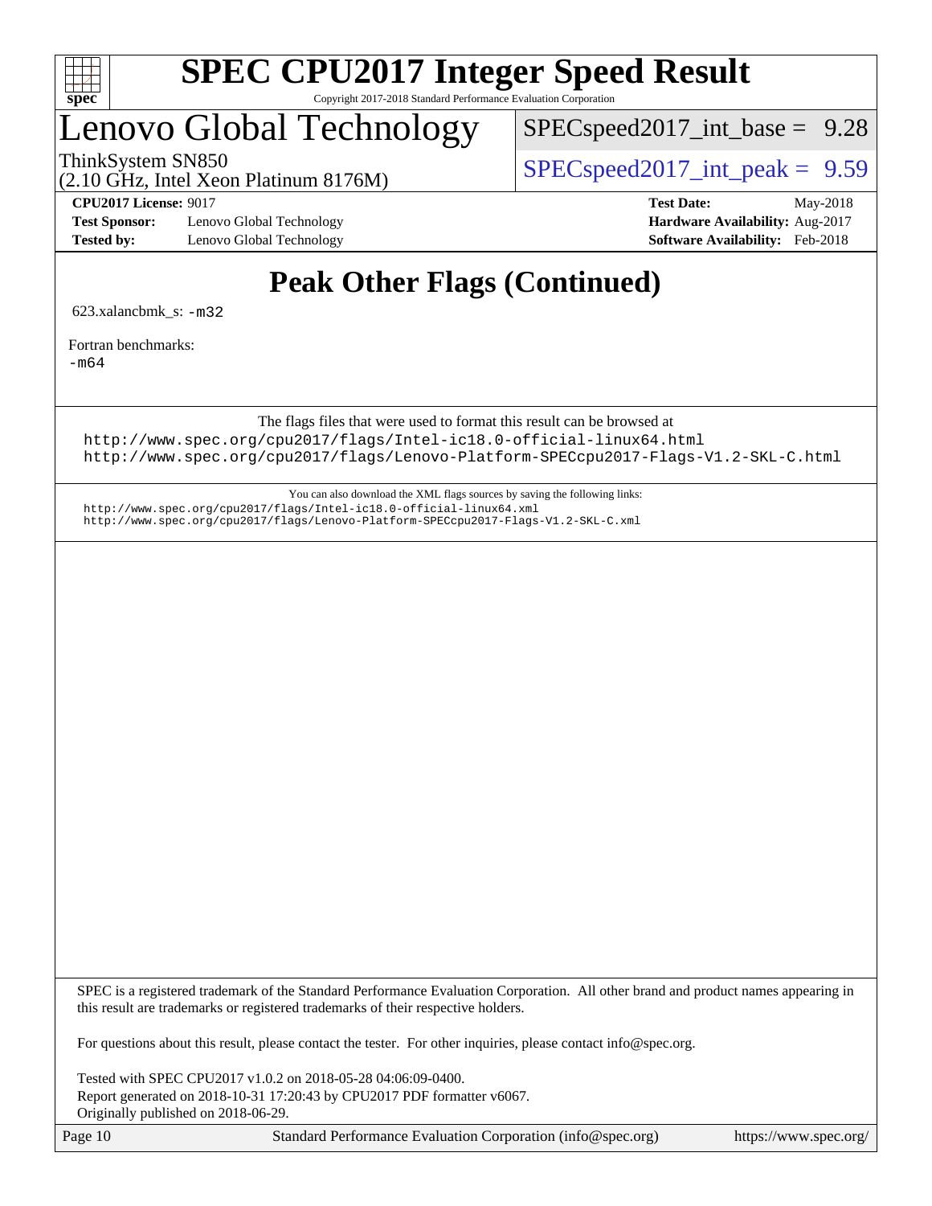## Peak Other Flags (Continued)

623.xalancbmk_s: -m32

Fortran benchmarks:
-m64

The flags files that were used to format this result can be browsed at
http://www.spec.org/cpu2017/flags/Intel-ic18.0-official-linux64.html
http://www.spec.org/cpu2017/flags/Lenovo-Platform-SPECcpu2017-Flags-V1.2-SKL-C.html

You can also download the XML flags sources by saving the following links:
http://www.spec.org/cpu2017/flags/Intel-ic18.0-official-linux64.xml
http://www.spec.org/cpu2017/flags/Lenovo-Platform-SPECcpu2017-Flags-V1.2-SKL-C.xml

SPEC is a registered trademark of the Standard Performance Evaluation Corporation. All other brand and product names appearing in this result are trademarks or registered trademarks of their respective holders.

For questions about this result, please contact the tester. For other inquiries, please contact info@spec.org.

Tested with SPEC CPU2017 v1.0.2 on 2018-05-28 04:06:09-0400.
Report generated on 2018-10-31 17:20:43 by CPU2017 PDF formatter v6067.
Originally published on 2018-06-29.